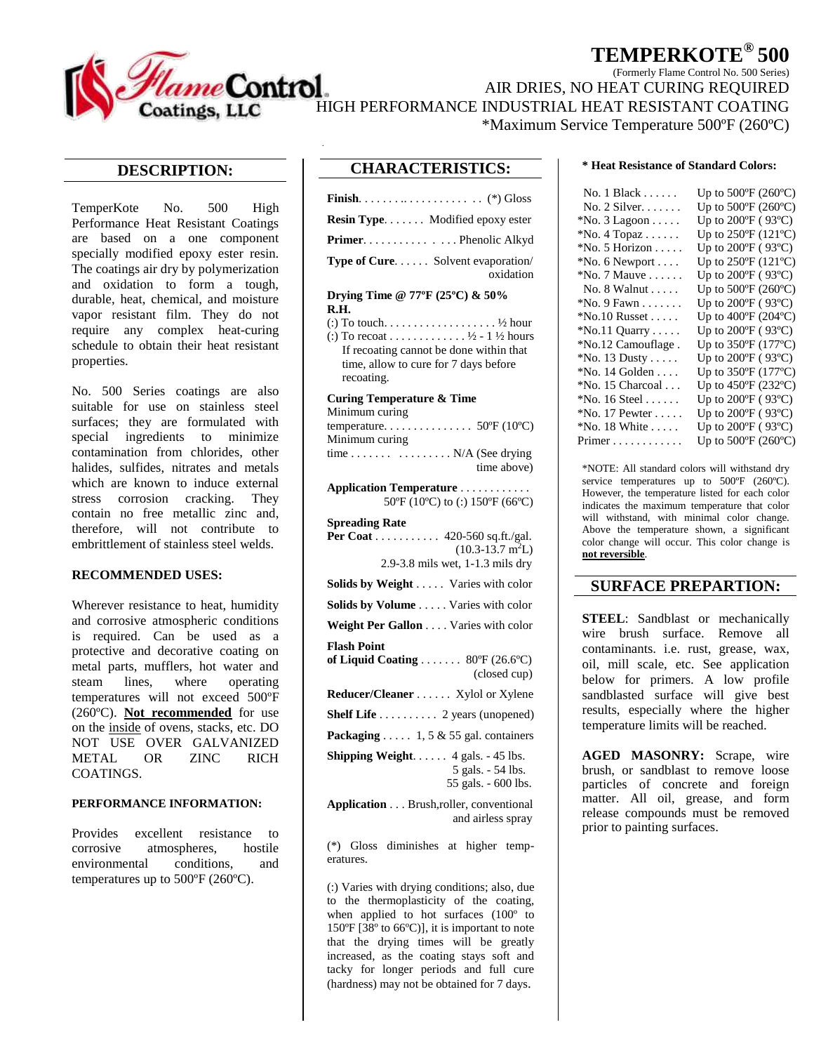# TEMPERKOTE® 500

(Formerly Flame Control No. 500 Series)

AIR DRIES, NO HEAT CURING REQUIRED

HIGH PERFORMANCE INDUSTRIAL HEAT RESISTANT COATING

*Maximum Service Temperature 500ºF (260ºC)

## DESCRIPTION:

TemperKote No. 500 High Performance Heat Resistant Coatings are based on a one component specially modified epoxy ester resin. The coatings air dry by polymerization and oxidation to form a tough, durable, heat, chemical, and moisture vapor resistant film. They do not require any complex heat-curing schedule to obtain their heat resistant properties.

No. 500 Series coatings are also suitable for use on stainless steel surfaces; they are formulated with special ingredients to minimize contamination from chlorides, other halides, sulfides, nitrates and metals which are known to induce external stress corrosion cracking. They contain no free metallic zinc and, therefore, will not contribute to embrittlement of stainless steel welds.

### RECOMMENDED USES:

Wherever resistance to heat, humidity and corrosive atmospheric conditions is required. Can be used as a protective and decorative coating on metal parts, mufflers, hot water and steam lines, where operating temperatures will not exceed 500ºF (260ºC). **Not recommended** for use on the inside of ovens, stacks, etc. DO NOT USE OVER GALVANIZED METAL OR ZINC RICH COATINGS.

### PERFORMANCE INFORMATION:

Provides excellent resistance to corrosive atmospheres, hostile environmental conditions, and temperatures up to 500ºF (260ºC).

## CHARACTERISTICS:

**Finish** . . . . . . . . . . . . . . . . . . . (*) Gloss

**Resin Type** . . . . . . . Modified epoxy ester

**Primer** . . . . . . . . . . . . . . . . Phenolic Alkyd

**Type of Cure** . . . . . . Solvent evaporation/ oxidation

**Drying Time @ 77ºF (25ºC) & 50% R.H.**

(:) To touch. . . . . . . . . . . . . . . . . . . ½ hour

(:) To recoat . . . . . . . . . . . . . ½ - 1 ½ hours

If recoating cannot be done within that time, allow to cure for 7 days before recoating.

**Curing Temperature & Time**

Minimum curing temperature. . . . . . . . . . . . . . . 50ºF (10ºC)

Minimum curing time . . . . . . . . . . . . . . . . N/A (See drying time above)

**Application Temperature** . . . . . . . . . . . . 50ºF (10ºC) to (:) 150ºF (66ºC)

**Spreading Rate Per Coat** . . . . . . . . . . . 420-560 sq.ft./gal. (10.3-13.7 $m^2$L)

2.9-3.8 mils wet, 1-1.3 mils dry

**Solids by Weight** . . . . . Varies with color

**Solids by Volume** . . . . . Varies with color

**Weight Per Gallon** . . . . Varies with color

**Flash Point of Liquid Coating** . . . . . . . 80ºF (26.6ºC) (closed cup)

**Reducer/Cleaner** . . . . . . Xylol or Xylene

**Shelf Life** . . . . . . . . . . 2 years (unopened)

**Packaging** . . . . . 1, 5 & 55 gal. containers

**Shipping Weight** . . . . . . 4 gals. - 45 lbs.
5 gals. - 54 lbs.
55 gals. - 600 lbs.

**Application** . . . Brush,roller, conventional and airless spray

(*) Gloss diminishes at higher temperatures.

(:) Varies with drying conditions; also, due to the thermoplasticity of the coating, when applied to hot surfaces (100º to 150ºF [38º to 66ºC)], it is important to note that the drying times will be greatly increased, as the coating stays soft and tacky for longer periods and full cure (hardness) may not be obtained for 7 days.

### * Heat Resistance of Standard Colors:

| Color | Heat Resistance |
|---|---|
| No. 1 Black | Up to 500ºF (260ºC) |
| No. 2 Silver | Up to 500ºF (260ºC) |
| *No. 3 Lagoon | Up to 200ºF ( 93ºC) |
| *No. 4 Topaz | Up to 250ºF (121ºC) |
| *No. 5 Horizon | Up to 200ºF ( 93ºC) |
| *No. 6 Newport | Up to 250ºF (121ºC) |
| *No. 7 Mauve | Up to 200ºF ( 93ºC) |
| No. 8 Walnut | Up to 500ºF (260ºC) |
| *No. 9 Fawn | Up to 200ºF ( 93ºC) |
| *No.10 Russet | Up to 400ºF (204ºC) |
| *No.11 Quarry | Up to 200ºF ( 93ºC) |
| *No.12 Camouflage | Up to 350ºF (177ºC) |
| *No. 13 Dusty | Up to 200ºF ( 93ºC) |
| *No. 14 Golden | Up to 350ºF (177ºC) |
| *No. 15 Charcoal | Up to 450ºF (232ºC) |
| *No. 16 Steel | Up to 200ºF ( 93ºC) |
| *No. 17 Pewter | Up to 200ºF ( 93ºC) |
| *No. 18 White | Up to 200ºF ( 93ºC) |
| Primer | Up to 500ºF (260ºC) |

*NOTE: All standard colors will withstand dry service temperatures up to 500ºF (260ºC). However, the temperature listed for each color indicates the maximum temperature that color will withstand, with minimal color change. Above the temperature shown, a significant color change will occur. This color change is **not reversible**.

## SURFACE PREPARTION:

**STEEL**: Sandblast or mechanically wire brush surface. Remove all contaminants. i.e. rust, grease, wax, oil, mill scale, etc. See application below for primers. A low profile sandblasted surface will give best results, especially where the higher temperature limits will be reached.

**AGED MASONRY:** Scrape, wire brush, or sandblast to remove loose particles of concrete and foreign matter. All oil, grease, and form release compounds must be removed prior to painting surfaces.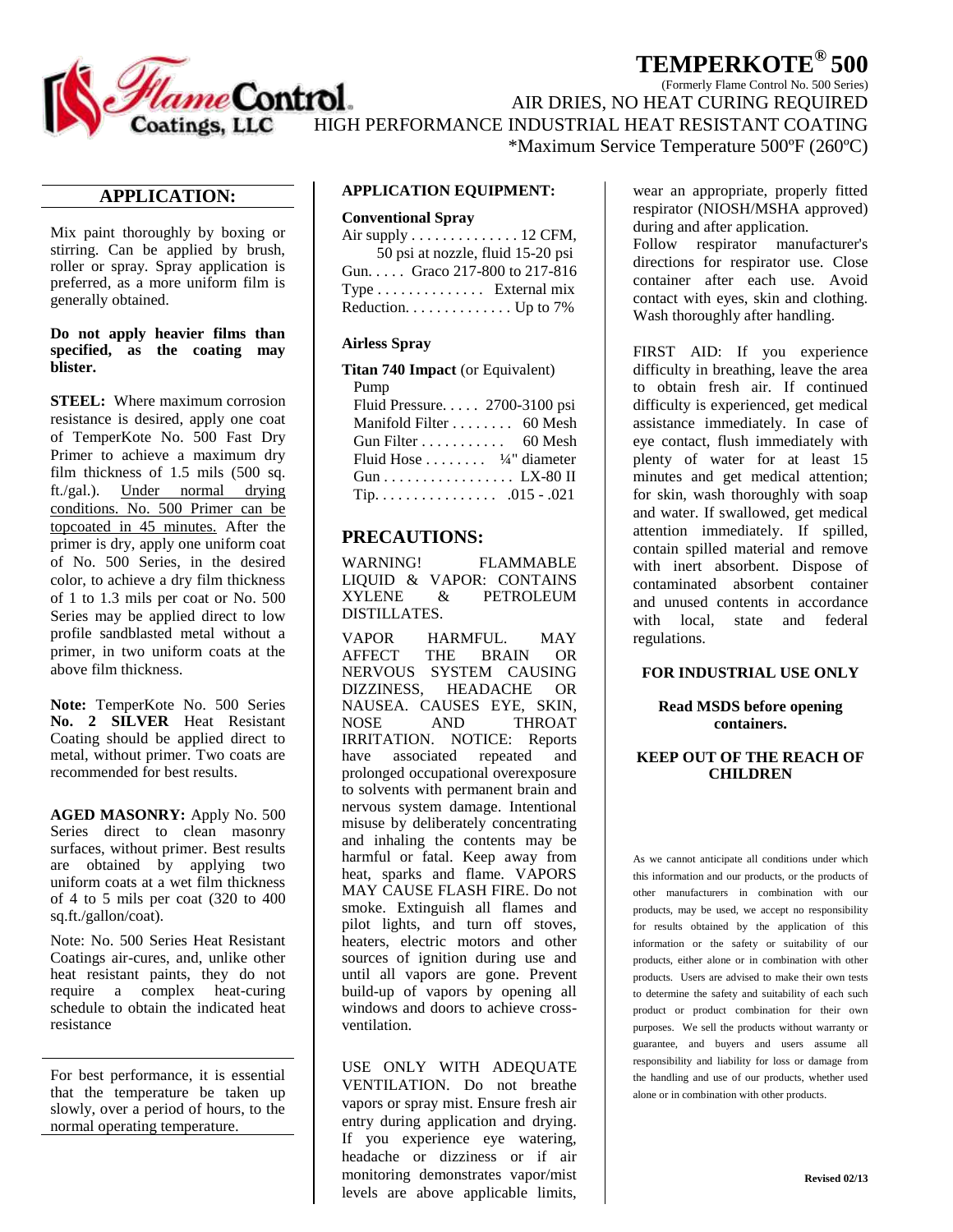# TEMPERKOTE® 500

(Formerly Flame Control No. 500 Series)

AIR DRIES, NO HEAT CURING REQUIRED

HIGH PERFORMANCE INDUSTRIAL HEAT RESISTANT COATING

*Maximum Service Temperature 500ºF (260ºC)

## APPLICATION:

Mix paint thoroughly by boxing or stirring. Can be applied by brush, roller or spray. Spray application is preferred, as a more uniform film is generally obtained.

**Do not apply heavier films than specified, as the coating may blister.**

**STEEL:** Where maximum corrosion resistance is desired, apply one coat of TemperKote No. 500 Fast Dry Primer to achieve a maximum dry film thickness of 1.5 mils (500 sq. ft./gal.). Under normal drying conditions. No. 500 Primer can be topcoated in 45 minutes. After the primer is dry, apply one uniform coat of No. 500 Series, in the desired color, to achieve a dry film thickness of 1 to 1.3 mils per coat or No. 500 Series may be applied direct to low profile sandblasted metal without a primer, in two uniform coats at the above film thickness.

**Note:** TemperKote No. 500 Series **No. 2 SILVER** Heat Resistant Coating should be applied direct to metal, without primer. Two coats are recommended for best results.

**AGED MASONRY:** Apply No. 500 Series direct to clean masonry surfaces, without primer. Best results are obtained by applying two uniform coats at a wet film thickness of 4 to 5 mils per coat (320 to 400 sq.ft./gallon/coat).

Note: No. 500 Series Heat Resistant Coatings air-cures, and, unlike other heat resistant paints, they do not require a complex heat-curing schedule to obtain the indicated heat resistance

For best performance, it is essential that the temperature be taken up slowly, over a period of hours, to the normal operating temperature.

## APPLICATION EQUIPMENT:

**Conventional Spray**

Air supply . . . . . . . . . . . . . . 12 CFM, 50 psi at nozzle, fluid 15-20 psi
Gun. . . . . Graco 217-800 to 217-816
Type . . . . . . . . . . . . . . External mix
Reduction. . . . . . . . . . . . . . Up to 7%

**Airless Spray**

**Titan 740 Impact** (or Equivalent) Pump
Fluid Pressure. . . . . 2700-3100 psi
Manifold Filter . . . . . . . . 60 Mesh
Gun Filter . . . . . . . . . . . 60 Mesh
Fluid Hose . . . . . . . . ¼" diameter
Gun . . . . . . . . . . . . . . . . . LX-80 II
Tip. . . . . . . . . . . . . . . . .015 - .021

## PRECAUTIONS:

WARNING! FLAMMABLE LIQUID & VAPOR: CONTAINS XYLENE & PETROLEUM DISTILLATES.

VAPOR HARMFUL. MAY AFFECT THE BRAIN OR NERVOUS SYSTEM CAUSING DIZZINESS, HEADACHE OR NAUSEA. CAUSES EYE, SKIN, NOSE AND THROAT IRRITATION. NOTICE: Reports have associated repeated and prolonged occupational overexposure to solvents with permanent brain and nervous system damage. Intentional misuse by deliberately concentrating and inhaling the contents may be harmful or fatal. Keep away from heat, sparks and flame. VAPORS MAY CAUSE FLASH FIRE. Do not smoke. Extinguish all flames and pilot lights, and turn off stoves, heaters, electric motors and other sources of ignition during use and until all vapors are gone. Prevent build-up of vapors by opening all windows and doors to achieve cross-ventilation.

USE ONLY WITH ADEQUATE VENTILATION. Do not breathe vapors or spray mist. Ensure fresh air entry during application and drying. If you experience eye watering, headache or dizziness or if air monitoring demonstrates vapor/mist levels are above applicable limits, wear an appropriate, properly fitted respirator (NIOSH/MSHA approved) during and after application. Follow respirator manufacturer's directions for respirator use. Close container after each use. Avoid contact with eyes, skin and clothing. Wash thoroughly after handling.

FIRST AID: If you experience difficulty in breathing, leave the area to obtain fresh air. If continued difficulty is experienced, get medical assistance immediately. In case of eye contact, flush immediately with plenty of water for at least 15 minutes and get medical attention; for skin, wash thoroughly with soap and water. If swallowed, get medical attention immediately. If spilled, contain spilled material and remove with inert absorbent. Dispose of contaminated absorbent container and unused contents in accordance with local, state and federal regulations.

**FOR INDUSTRIAL USE ONLY**

**Read MSDS before opening containers.**

**KEEP OUT OF THE REACH OF CHILDREN**

As we cannot anticipate all conditions under which this information and our products, or the products of other manufacturers in combination with our products, may be used, we accept no responsibility for results obtained by the application of this information or the safety or suitability of our products, either alone or in combination with other products. Users are advised to make their own tests to determine the safety and suitability of each such product or product combination for their own purposes. We sell the products without warranty or guarantee, and buyers and users assume all responsibility and liability for loss or damage from the handling and use of our products, whether used alone or in combination with other products.

**Revised 02/13**